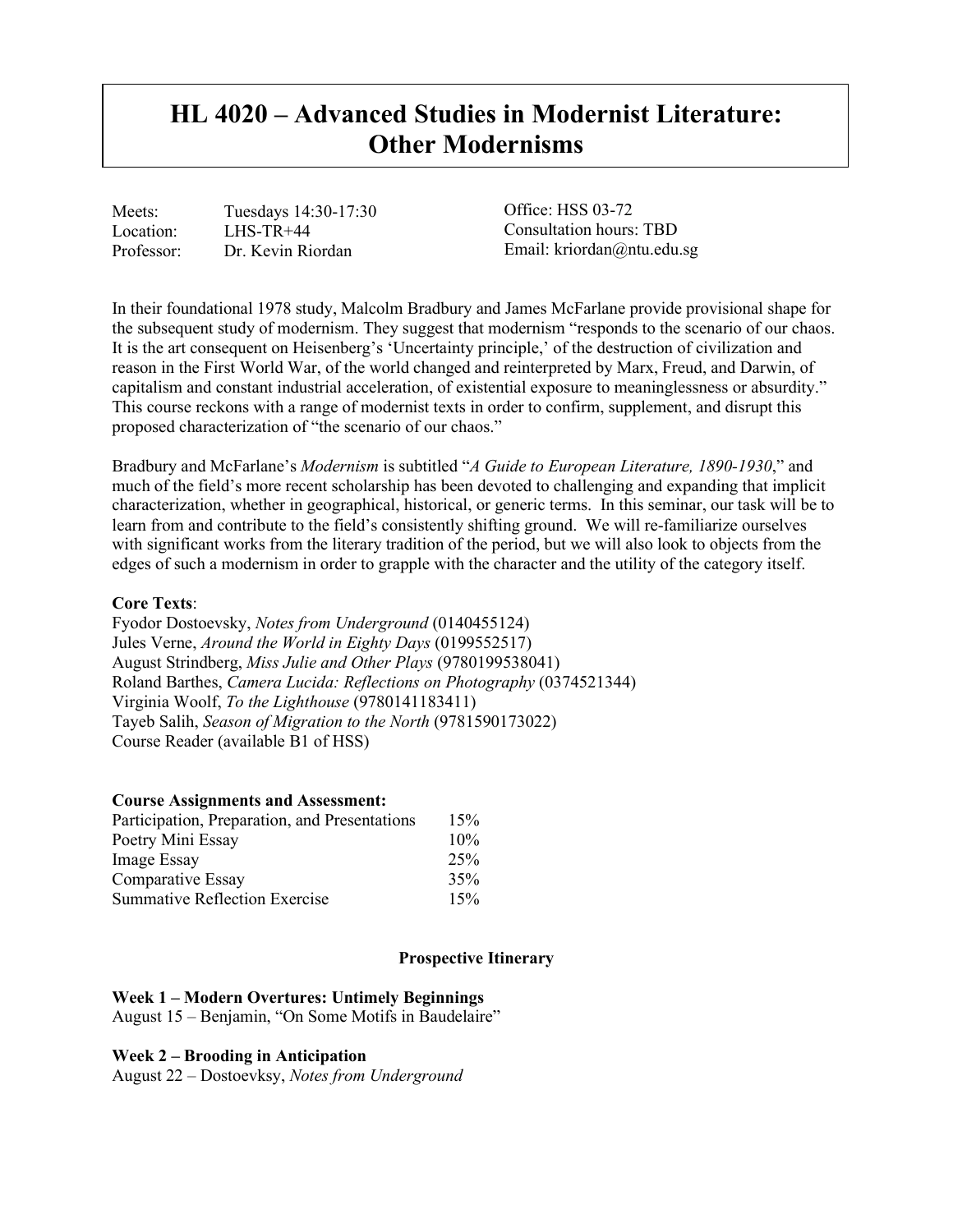# HL 4020 – Advanced Studies in Modernist Literature: Other Modernisms

| | | | |
|---|---|---|---|
| Meets: | Tuesdays 14:30-17:30 | Office: HSS 03-72 | |
| Location: | LHS-TR+44 | Consultation hours: TBD | |
| Professor: | Dr. Kevin Riordan | Email: kriordan@ntu.edu.sg | |

In their foundational 1978 study, Malcolm Bradbury and James McFarlane provide provisional shape for the subsequent study of modernism. They suggest that modernism "responds to the scenario of our chaos. It is the art consequent on Heisenberg's 'Uncertainty principle,' of the destruction of civilization and reason in the First World War, of the world changed and reinterpreted by Marx, Freud, and Darwin, of capitalism and constant industrial acceleration, of existential exposure to meaninglessness or absurdity." This course reckons with a range of modernist texts in order to confirm, supplement, and disrupt this proposed characterization of "the scenario of our chaos."

Bradbury and McFarlane's *Modernism* is subtitled "*A Guide to European Literature, 1890-1930*," and much of the field's more recent scholarship has been devoted to challenging and expanding that implicit characterization, whether in geographical, historical, or generic terms. In this seminar, our task will be to learn from and contribute to the field's consistently shifting ground. We will re-familiarize ourselves with significant works from the literary tradition of the period, but we will also look to objects from the edges of such a modernism in order to grapple with the character and the utility of the category itself.

**Core Texts**:
Fyodor Dostoevsky, *Notes from Underground* (0140455124)
Jules Verne, *Around the World in Eighty Days* (0199552517)
August Strindberg, *Miss Julie and Other Plays* (9780199538041)
Roland Barthes, *Camera Lucida: Reflections on Photography* (0374521344)
Virginia Woolf, *To the Lighthouse* (9780141183411)
Tayeb Salih, *Season of Migration to the North* (9781590173022)
Course Reader (available B1 of HSS)

**Course Assignments and Assessment:**

| | |
|---|---|
| Participation, Preparation, and Presentations | 15% |
| Poetry Mini Essay | 10% |
| Image Essay | 25% |
| Comparative Essay | 35% |
| Summative Reflection Exercise | 15% |

## Prospective Itinerary

**Week 1 – Modern Overtures: Untimely Beginnings**
August 15 – Benjamin, "On Some Motifs in Baudelaire"

**Week 2 – Brooding in Anticipation**
August 22 – Dostoevksy, *Notes from Underground*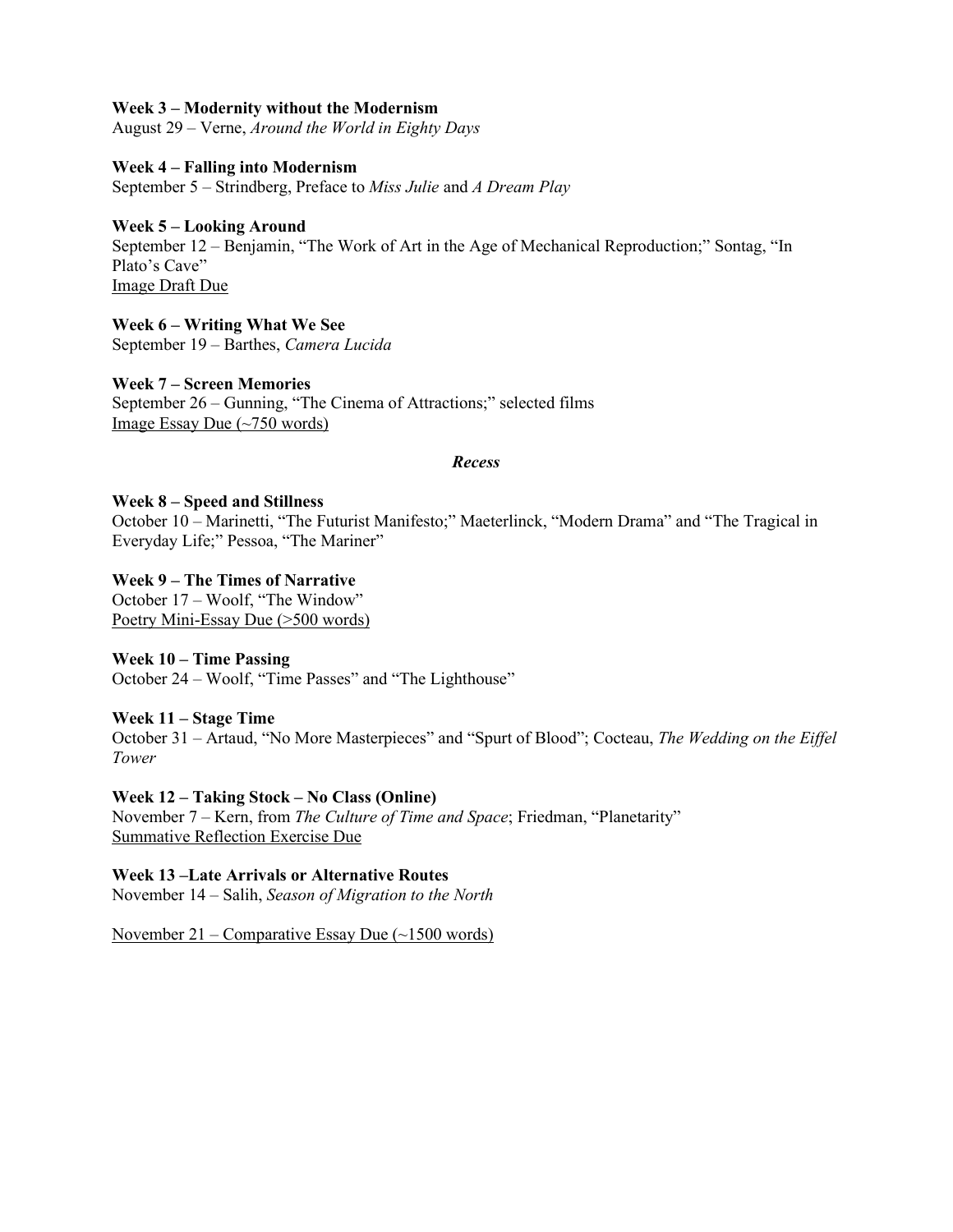**Week 3 – Modernity without the Modernism**
August 29 – Verne, *Around the World in Eighty Days*

**Week 4 – Falling into Modernism**
September 5 – Strindberg, Preface to *Miss Julie* and *A Dream Play*

**Week 5 – Looking Around**
September 12 – Benjamin, "The Work of Art in the Age of Mechanical Reproduction;" Sontag, "In Plato's Cave"
<u>Image Draft Due</u>

**Week 6 – Writing What We See**
September 19 – Barthes, *Camera Lucida*

**Week 7 – Screen Memories**
September 26 – Gunning, "The Cinema of Attractions;" selected films
<u>Image Essay Due (~750 words)</u>

***Recess***

**Week 8 – Speed and Stillness**
October 10 – Marinetti, "The Futurist Manifesto;" Maeterlinck, "Modern Drama" and "The Tragical in Everyday Life;" Pessoa, "The Mariner"

**Week 9 – The Times of Narrative**
October 17 – Woolf, "The Window"
<u>Poetry Mini-Essay Due (>500 words)</u>

**Week 10 – Time Passing**
October 24 – Woolf, "Time Passes" and "The Lighthouse"

**Week 11 – Stage Time**
October 31 – Artaud, "No More Masterpieces" and "Spurt of Blood"; Cocteau, *The Wedding on the Eiffel Tower*

**Week 12 – Taking Stock – No Class (Online)**
November 7 – Kern, from *The Culture of Time and Space*; Friedman, "Planetarity"
<u>Summative Reflection Exercise Due</u>

**Week 13 –Late Arrivals or Alternative Routes**
November 14 – Salih, *Season of Migration to the North*

<u>November 21 – Comparative Essay Due (~1500 words)</u>